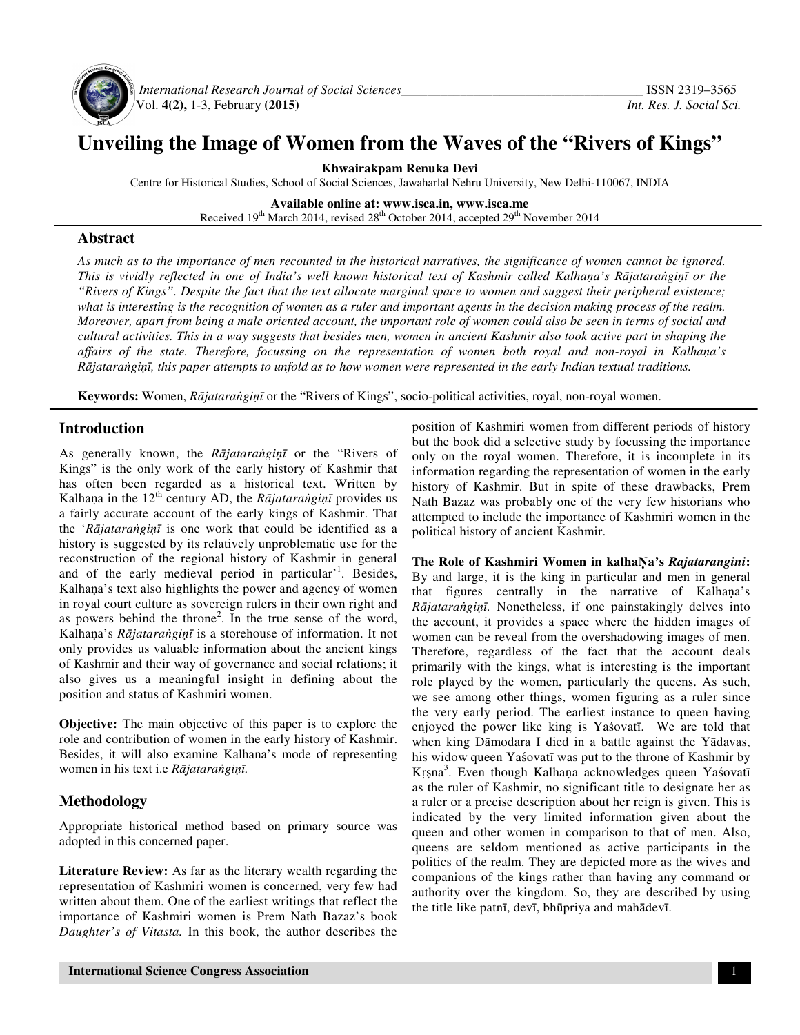# Unveiling the Image of Women from the Waves of the "Rivers of Kings"

**Khwairakpam Renuka Devi**

Centre for Historical Studies, School of Social Sciences, Jawaharlal Nehru University, New Delhi-110067, INDIA

**Available online at: www.isca.in, www.isca.me**

Received 19th March 2014, revised 28th October 2014, accepted 29th November 2014

## Abstract

*As much as to the importance of men recounted in the historical narratives, the significance of women cannot be ignored. This is vividly reflected in one of India's well known historical text of Kashmir called Kalhaṇa's Rājataraṅgiṇī or the "Rivers of Kings". Despite the fact that the text allocate marginal space to women and suggest their peripheral existence; what is interesting is the recognition of women as a ruler and important agents in the decision making process of the realm. Moreover, apart from being a male oriented account, the important role of women could also be seen in terms of social and cultural activities. This in a way suggests that besides men, women in ancient Kashmir also took active part in shaping the affairs of the state. Therefore, focussing on the representation of women both royal and non-royal in Kalhaṇa's Rājataraṅgiṇī, this paper attempts to unfold as to how women were represented in the early Indian textual traditions.*

**Keywords:** Women, *Rājataraṅgiṇī* or the "Rivers of Kings", socio-political activities, royal, non-royal women.

## Introduction

As generally known, the *Rājataraṅgiṇī* or the "Rivers of Kings" is the only work of the early history of Kashmir that has often been regarded as a historical text. Written by Kalhaṇa in the 12th century AD, the *Rājataraṅgiṇī* provides us a fairly accurate account of the early kings of Kashmir. That the '*Rājataraṅgiṇī* is one work that could be identified as a history is suggested by its relatively unproblematic use for the reconstruction of the regional history of Kashmir in general and of the early medieval period in particular'[1]. Besides, Kalhaṇa's text also highlights the power and agency of women in royal court culture as sovereign rulers in their own right and as powers behind the throne[2]. In the true sense of the word, Kalhaṇa's *Rājataraṅgiṇī* is a storehouse of information. It not only provides us valuable information about the ancient kings of Kashmir and their way of governance and social relations; it also gives us a meaningful insight in defining about the position and status of Kashmiri women.

**Objective:** The main objective of this paper is to explore the role and contribution of women in the early history of Kashmir. Besides, it will also examine Kalhana's mode of representing women in his text i.e *Rājataraṅgiṇī.*

## Methodology

Appropriate historical method based on primary source was adopted in this concerned paper.

**Literature Review:** As far as the literary wealth regarding the representation of Kashmiri women is concerned, very few had written about them. One of the earliest writings that reflect the importance of Kashmiri women is Prem Nath Bazaz's book *Daughter's of Vitasta.* In this book, the author describes the position of Kashmiri women from different periods of history but the book did a selective study by focussing the importance only on the royal women. Therefore, it is incomplete in its information regarding the representation of women in the early history of Kashmir. But in spite of these drawbacks, Prem Nath Bazaz was probably one of the very few historians who attempted to include the importance of Kashmiri women in the political history of ancient Kashmir.

**The Role of Kashmiri Women in kalhaṆa's *Rajatarangini*:** By and large, it is the king in particular and men in general that figures centrally in the narrative of Kalhaṇa's *Rājataraṅgiṇī.* Nonetheless, if one painstakingly delves into the account, it provides a space where the hidden images of women can be reveal from the overshadowing images of men. Therefore, regardless of the fact that the account deals primarily with the kings, what is interesting is the important role played by the women, particularly the queens. As such, we see among other things, women figuring as a ruler since the very early period. The earliest instance to queen having enjoyed the power like king is Yaśovatī. We are told that when king Dāmodara I died in a battle against the Yādavas, his widow queen Yaśovatī was put to the throne of Kashmir by Kṛṣna[3]. Even though Kalhaṇa acknowledges queen Yaśovatī as the ruler of Kashmir, no significant title to designate her as a ruler or a precise description about her reign is given. This is indicated by the very limited information given about the queen and other women in comparison to that of men. Also, queens are seldom mentioned as active participants in the politics of the realm. They are depicted more as the wives and companions of the kings rather than having any command or authority over the kingdom. So, they are described by using the title like patnī, devī, bhūpriya and mahādevī.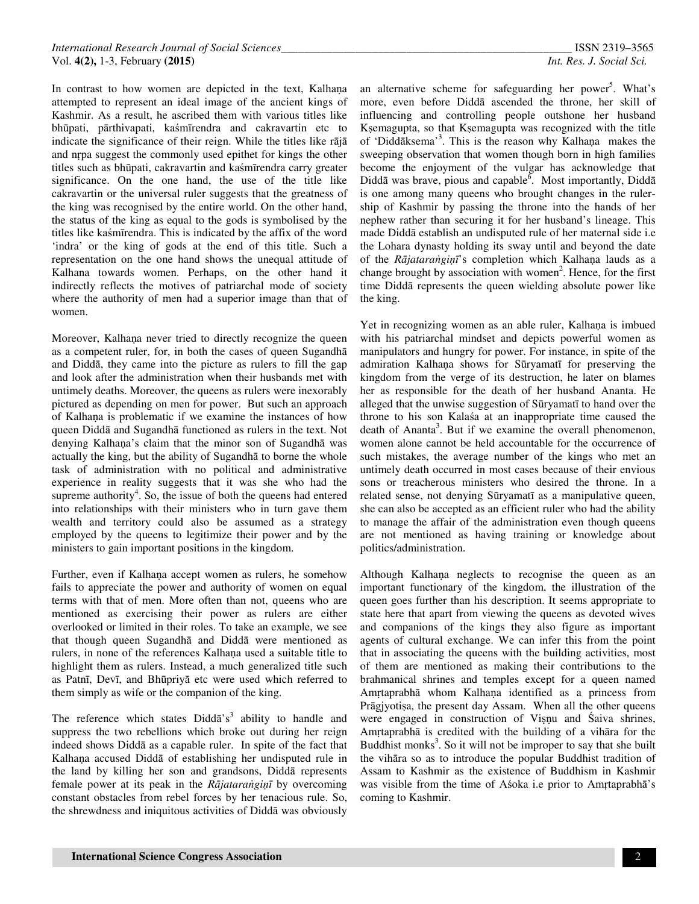In contrast to how women are depicted in the text, Kalhaṇa attempted to represent an ideal image of the ancient kings of Kashmir. As a result, he ascribed them with various titles like bhūpati, pārthivapati, kaśmīrendra and cakravartin etc to indicate the significance of their reign. While the titles like rājā and nṛpa suggest the commonly used epithet for kings the other titles such as bhūpati, cakravartin and kaśmīrendra carry greater significance. On the one hand, the use of the title like cakravartin or the universal ruler suggests that the greatness of the king was recognised by the entire world. On the other hand, the status of the king as equal to the gods is symbolised by the titles like kaśmīrendra. This is indicated by the affix of the word 'indra' or the king of gods at the end of this title. Such a representation on the one hand shows the unequal attitude of Kalhana towards women. Perhaps, on the other hand it indirectly reflects the motives of patriarchal mode of society where the authority of men had a superior image than that of women.

Moreover, Kalhaṇa never tried to directly recognize the queen as a competent ruler, for, in both the cases of queen Sugandhā and Diddā, they came into the picture as rulers to fill the gap and look after the administration when their husbands met with untimely deaths. Moreover, the queens as rulers were inexorably pictured as depending on men for power. But such an approach of Kalhaṇa is problematic if we examine the instances of how queen Diddā and Sugandhā functioned as rulers in the text. Not denying Kalhaṇa's claim that the minor son of Sugandhā was actually the king, but the ability of Sugandhā to borne the whole task of administration with no political and administrative experience in reality suggests that it was she who had the supreme authority[4]. So, the issue of both the queens had entered into relationships with their ministers who in turn gave them wealth and territory could also be assumed as a strategy employed by the queens to legitimize their power and by the ministers to gain important positions in the kingdom.

Further, even if Kalhaṇa accept women as rulers, he somehow fails to appreciate the power and authority of women on equal terms with that of men. More often than not, queens who are mentioned as exercising their power as rulers are either overlooked or limited in their roles. To take an example, we see that though queen Sugandhā and Diddā were mentioned as rulers, in none of the references Kalhaṇa used a suitable title to highlight them as rulers. Instead, a much generalized title such as Patnī, Devī, and Bhūpriyā etc were used which referred to them simply as wife or the companion of the king.

The reference which states Diddā's[3] ability to handle and suppress the two rebellions which broke out during her reign indeed shows Diddā as a capable ruler. In spite of the fact that Kalhaṇa accused Diddā of establishing her undisputed rule in the land by killing her son and grandsons, Diddā represents female power at its peak in the *Rājataraṅgiṇī* by overcoming constant obstacles from rebel forces by her tenacious rule. So, the shrewdness and iniquitous activities of Diddā was obviously an alternative scheme for safeguarding her power[5]. What's more, even before Diddā ascended the throne, her skill of influencing and controlling people outshone her husband Kṣemagupta, so that Kṣemagupta was recognized with the title of 'Diddāksema'[3]. This is the reason why Kalhaṇa makes the sweeping observation that women though born in high families become the enjoyment of the vulgar has acknowledge that Diddā was brave, pious and capable[6]. Most importantly, Diddā is one among many queens who brought changes in the rulership of Kashmir by passing the throne into the hands of her nephew rather than securing it for her husband's lineage. This made Diddā establish an undisputed rule of her maternal side i.e the Lohara dynasty holding its sway until and beyond the date of the *Rājataraṅgiṇī*'s completion which Kalhaṇa lauds as a change brought by association with women[2]. Hence, for the first time Diddā represents the queen wielding absolute power like the king.

Yet in recognizing women as an able ruler, Kalhaṇa is imbued with his patriarchal mindset and depicts powerful women as manipulators and hungry for power. For instance, in spite of the admiration Kalhaṇa shows for Sūryamatī for preserving the kingdom from the verge of its destruction, he later on blames her as responsible for the death of her husband Ananta. He alleged that the unwise suggestion of Sūryamatī to hand over the throne to his son Kalaśa at an inappropriate time caused the death of Ananta[3]. But if we examine the overall phenomenon, women alone cannot be held accountable for the occurrence of such mistakes, the average number of the kings who met an untimely death occurred in most cases because of their envious sons or treacherous ministers who desired the throne. In a related sense, not denying Sūryamatī as a manipulative queen, she can also be accepted as an efficient ruler who had the ability to manage the affair of the administration even though queens are not mentioned as having training or knowledge about politics/administration.

Although Kalhaṇa neglects to recognise the queen as an important functionary of the kingdom, the illustration of the queen goes further than his description. It seems appropriate to state here that apart from viewing the queens as devoted wives and companions of the kings they also figure as important agents of cultural exchange. We can infer this from the point that in associating the queens with the building activities, most of them are mentioned as making their contributions to the brahmanical shrines and temples except for a queen named Amṛtaprabhā whom Kalhaṇa identified as a princess from Prāgjyotiṣa, the present day Assam. When all the other queens were engaged in construction of Viṣṇu and Śaiva shrines, Amṛtaprabhā is credited with the building of a vihāra for the Buddhist monks[3]. So it will not be improper to say that she built the vihāra so as to introduce the popular Buddhist tradition of Assam to Kashmir as the existence of Buddhism in Kashmir was visible from the time of Aśoka i.e prior to Amṛtaprabhā's coming to Kashmir.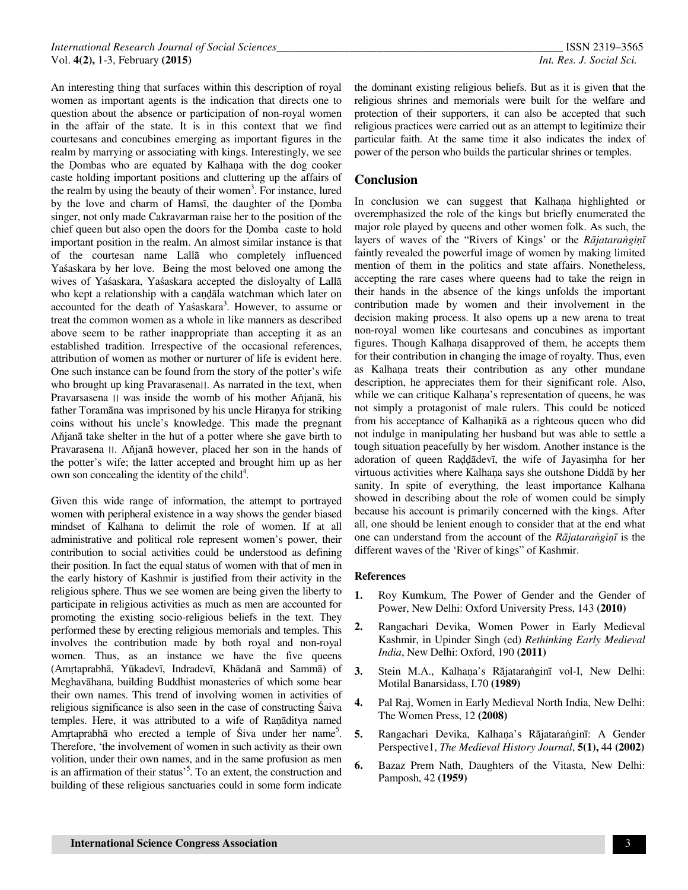An interesting thing that surfaces within this description of royal women as important agents is the indication that directs one to question about the absence or participation of non-royal women in the affair of the state. It is in this context that we find courtesans and concubines emerging as important figures in the realm by marrying or associating with kings. Interestingly, we see the Ḍombas who are equated by Kalhaṇa with the dog cooker caste holding important positions and cluttering up the affairs of the realm by using the beauty of their women[3]. For instance, lured by the love and charm of Hamsī, the daughter of the Ḍomba singer, not only made Cakravarman raise her to the position of the chief queen but also open the doors for the Ḍomba caste to hold important position in the realm. An almost similar instance is that of the courtesan name Lallā who completely influenced Yaśaskara by her love. Being the most beloved one among the wives of Yaśaskara, Yaśaskara accepted the disloyalty of Lallā who kept a relationship with a caṇḍāla watchman which later on accounted for the death of Yaśaskara[3]. However, to assume or treat the common women as a whole in like manners as described above seem to be rather inappropriate than accepting it as an established tradition. Irrespective of the occasional references, attribution of women as mother or nurturer of life is evident here. One such instance can be found from the story of the potter's wife who brought up king PravarasenaII. As narrated in the text, when Pravarsasena II was inside the womb of his mother Aňjanā, his father Toramāna was imprisoned by his uncle Hiraṇya for striking coins without his uncle's knowledge. This made the pregnant Aňjanā take shelter in the hut of a potter where she gave birth to Pravarasena II. Aňjanā however, placed her son in the hands of the potter's wife; the latter accepted and brought him up as her own son concealing the identity of the child[4].

Given this wide range of information, the attempt to portrayed women with peripheral existence in a way shows the gender biased mindset of Kalhana to delimit the role of women. If at all administrative and political role represent women's power, their contribution to social activities could be understood as defining their position. In fact the equal status of women with that of men in the early history of Kashmir is justified from their activity in the religious sphere. Thus we see women are being given the liberty to participate in religious activities as much as men are accounted for promoting the existing socio-religious beliefs in the text. They performed these by erecting religious memorials and temples. This involves the contribution made by both royal and non-royal women. Thus, as an instance we have the five queens (Amṛtaprabhā, Yūkadevī, Indradevī, Khādanā and Sammā) of Meghavāhana, building Buddhist monasteries of which some bear their own names. This trend of involving women in activities of religious significance is also seen in the case of constructing Śaiva temples. Here, it was attributed to a wife of Raṇāditya named Amṛtaprabhā who erected a temple of Śiva under her name[5]. Therefore, 'the involvement of women in such activity as their own volition, under their own names, and in the same profusion as men is an affirmation of their status'[5]. To an extent, the construction and building of these religious sanctuaries could in some form indicate the dominant existing religious beliefs. But as it is given that the religious shrines and memorials were built for the welfare and protection of their supporters, it can also be accepted that such religious practices were carried out as an attempt to legitimize their particular faith. At the same time it also indicates the index of power of the person who builds the particular shrines or temples.

## Conclusion

In conclusion we can suggest that Kalhaṇa highlighted or overemphasized the role of the kings but briefly enumerated the major role played by queens and other women folk. As such, the layers of waves of the "Rivers of Kings' or the *Rājataraṅgiṇī* faintly revealed the powerful image of women by making limited mention of them in the politics and state affairs. Nonetheless, accepting the rare cases where queens had to take the reign in their hands in the absence of the kings unfolds the important contribution made by women and their involvement in the decision making process. It also opens up a new arena to treat non-royal women like courtesans and concubines as important figures. Though Kalhaṇa disapproved of them, he accepts them for their contribution in changing the image of royalty. Thus, even as Kalhaṇa treats their contribution as any other mundane description, he appreciates them for their significant role. Also, while we can critique Kalhaṇa's representation of queens, he was not simply a protagonist of male rulers. This could be noticed from his acceptance of Kalhaṇikā as a righteous queen who did not indulge in manipulating her husband but was able to settle a tough situation peacefully by her wisdom. Another instance is the adoration of queen Raḍḍādevī, the wife of Jayasiṃha for her virtuous activities where Kalhaṇa says she outshone Diddā by her sanity. In spite of everything, the least importance Kalhana showed in describing about the role of women could be simply because his account is primarily concerned with the kings. After all, one should be lenient enough to consider that at the end what one can understand from the account of the *Rājataraṅgiṇī* is the different waves of the 'River of kings" of Kashmir.

### References

1. Roy Kumkum, The Power of Gender and the Gender of Power, New Delhi: Oxford University Press, 143 **(2010)**
2. Rangachari Devika, Women Power in Early Medieval Kashmir, in Upinder Singh (ed) *Rethinking Early Medieval India*, New Delhi: Oxford, 190 **(2011)**
3. Stein M.A., Kalhaṇa's Rājataraṅginī vol-I, New Delhi: Motilal Banarsidass, I.70 **(1989)**
4. Pal Raj, Women in Early Medieval North India, New Delhi: The Women Press, 12 **(2008)**
5. Rangachari Devika, Kalhaṇa's Rājataraṅginī: A Gender Perspective1, *The Medieval History Journal*, **5(1),** 44 **(2002)**
6. Bazaz Prem Nath, Daughters of the Vitasta, New Delhi: Pamposh, 42 **(1959)**